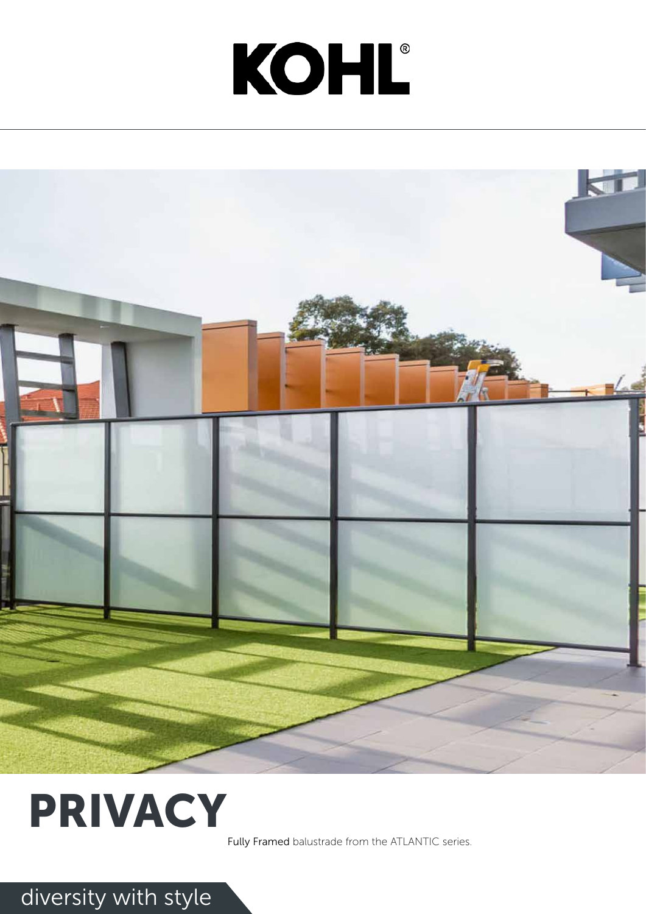# KOHL®

# PRIVACY

Fully Framed balustrade from the ATLANTIC series.

diversity with style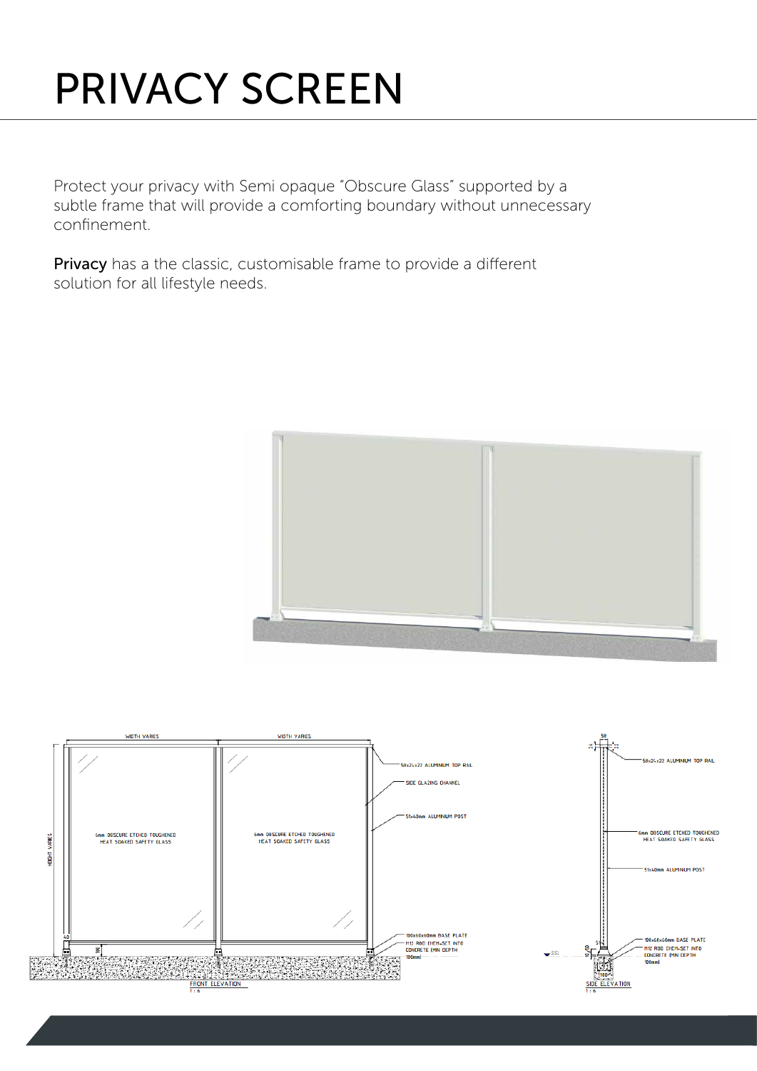# PRIVACY SCREEN

Protect your privacy with Semi opaque "Obscure Glass" supported by a subtle frame that will provide a comforting boundary without unnecessary confinement.

**Privacy** has a the classic, customisable frame to provide a different solution for all lifestyle needs.

WIDTH VARIES

WIDTH VARIES

HEIGHT VARIES

58x24x22 ALUMINIUM TOP RAIL

SIDE GLAZING CHANNEL

51x40mm ALUMINIUM POST

6mm OBSCURE ETCHED TOUGHENED HEAT SOAKED SAFETY GLASS

100x60x60mm BASE PLATE
M12 ROD CHEM-SET INTO CONCRETE (MIN DEPTH 100mm)

FRONT ELEVATION
1 : 6

58x24x22 ALUMINIUM TOP RAIL

6mm OBSCURE ETCHED TOUGHENED HEAT SOAKED SAFETY GLASS

51x40mm ALUMINIUM POST

100x64x60mm BASE PLATE
M12 ROD CHEM-SET INTO CONCRETE (MIN DEPTH 100mm)

SSL

SIDE ELEVATION
1 : 6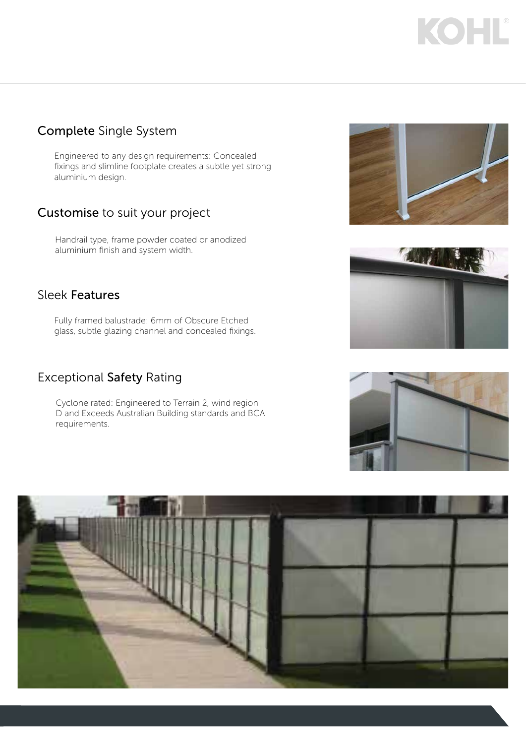## Complete Single System

Engineered to any design requirements: Concealed fixings and slimline footplate creates a subtle yet strong aluminium design.

## Customise to suit your project

Handrail type, frame powder coated or anodized aluminium finish and system width.

## Sleek Features

Fully framed balustrade: 6mm of Obscure Etched glass, subtle glazing channel and concealed fixings.

## Exceptional Safety Rating

Cyclone rated: Engineered to Terrain 2, wind region D and Exceeds Australian Building standards and BCA requirements.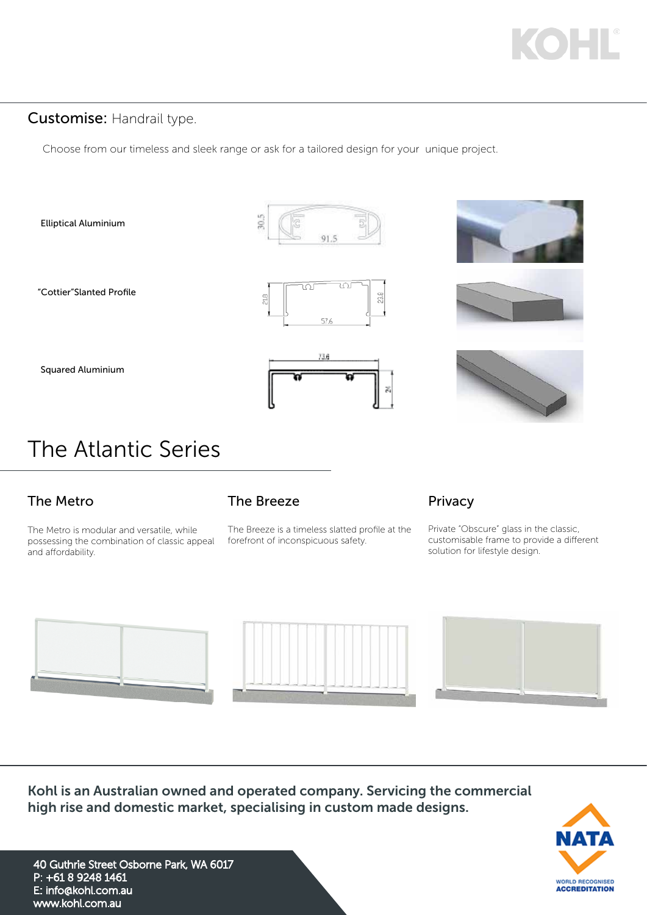KOHL®

## Customise: Handrail type.

Choose from our timeless and sleek range or ask for a tailored design for your unique project.

Elliptical Aluminium

30.5

91.5

"Cottier"Slanted Profile

21.8

57.6

23.8

Squared Aluminium

73.6

24

# The Atlantic Series

### The Metro

The Metro is modular and versatile, while possessing the combination of classic appeal and affordability.

### The Breeze

The Breeze is a timeless slatted profile at the forefront of inconspicuous safety.

### Privacy

Private "Obscure" glass in the classic, customisable frame to provide a different solution for lifestyle design.

**Kohl is an Australian owned and operated company. Servicing the commercial high rise and domestic market, specialising in custom made designs.**

40 Guthrie Street Osborne Park, WA 6017
P: +61 8 9248 1461
E: info@kohl.com.au
www.kohl.com.au

NATA
WORLD RECOGNISED ACCREDITATION